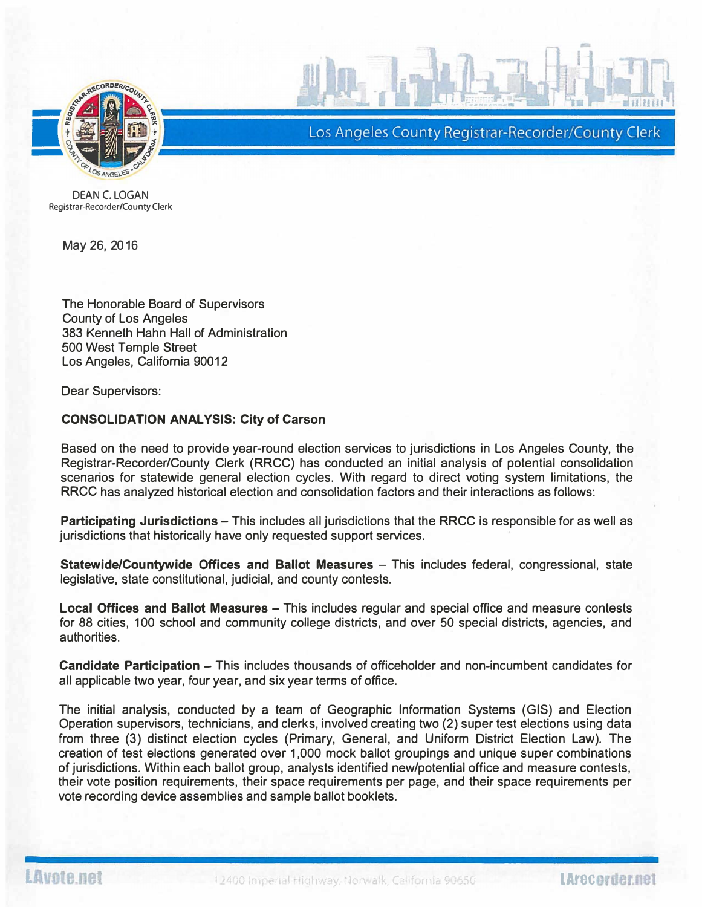Los Angeles County Registrar-Recorder/County Clerk

DEAN C. LOGAN
Registrar-Recorder/County Clerk

May 26, 2016

The Honorable Board of Supervisors
County of Los Angeles
383 Kenneth Hahn Hall of Administration
500 West Temple Street
Los Angeles, California 90012

Dear Supervisors:

**CONSOLIDATION ANALYSIS: City of Carson**

Based on the need to provide year-round election services to jurisdictions in Los Angeles County, the Registrar-Recorder/County Clerk (RRCC) has conducted an initial analysis of potential consolidation scenarios for statewide general election cycles. With regard to direct voting system limitations, the RRCC has analyzed historical election and consolidation factors and their interactions as follows:

**Participating Jurisdictions** – This includes all jurisdictions that the RRCC is responsible for as well as jurisdictions that historically have only requested support services.

**Statewide/Countywide Offices and Ballot Measures** – This includes federal, congressional, state legislative, state constitutional, judicial, and county contests.

**Local Offices and Ballot Measures** – This includes regular and special office and measure contests for 88 cities, 100 school and community college districts, and over 50 special districts, agencies, and authorities.

**Candidate Participation** – This includes thousands of officeholder and non-incumbent candidates for all applicable two year, four year, and six year terms of office.

The initial analysis, conducted by a team of Geographic Information Systems (GIS) and Election Operation supervisors, technicians, and clerks, involved creating two (2) super test elections using data from three (3) distinct election cycles (Primary, General, and Uniform District Election Law). The creation of test elections generated over 1,000 mock ballot groupings and unique super combinations of jurisdictions. Within each ballot group, analysts identified new/potential office and measure contests, their vote position requirements, their space requirements per page, and their space requirements per vote recording device assemblies and sample ballot booklets.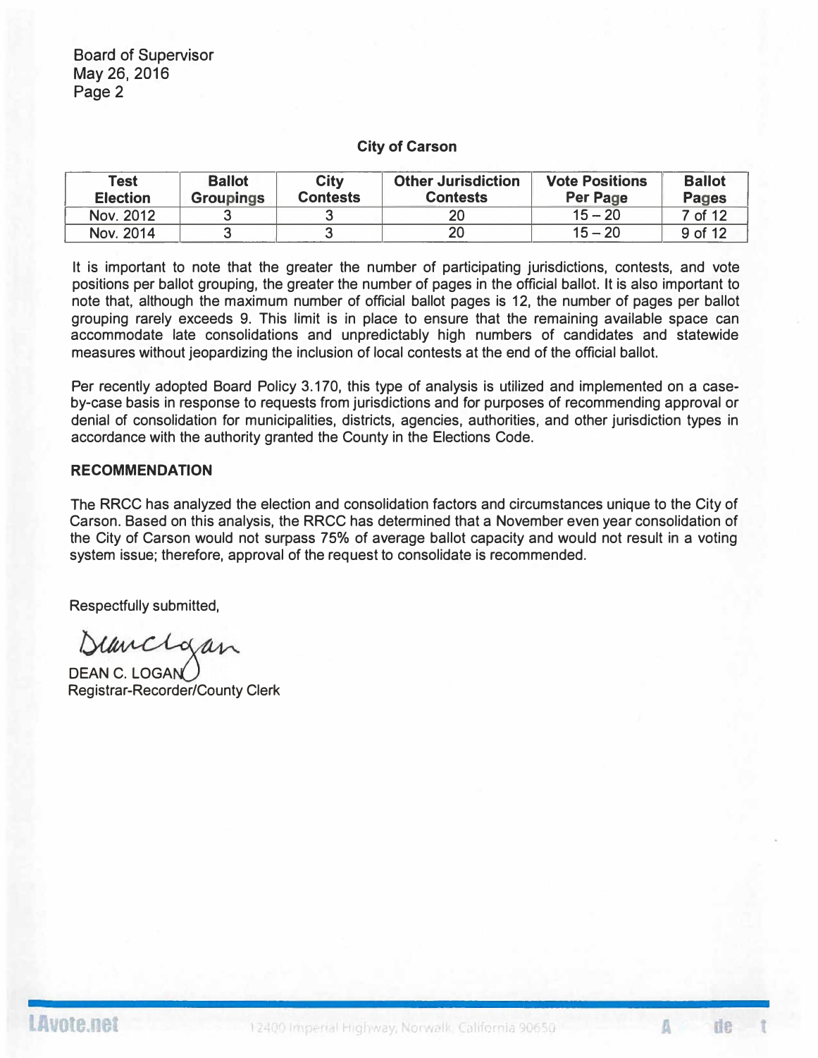Board of Supervisor
May 26, 2016
Page 2

**City of Carson**

| Test Election | Ballot Groupings | City Contests | Other Jurisdiction Contests | Vote Positions Per Page | Ballot Pages |
|---|---|---|---|---|---|
| Nov. 2012 | 3 | 3 | 20 | 15 – 20 | 7 of 12 |
| Nov. 2014 | 3 | 3 | 20 | 15 – 20 | 9 of 12 |

It is important to note that the greater the number of participating jurisdictions, contests, and vote positions per ballot grouping, the greater the number of pages in the official ballot. It is also important to note that, although the maximum number of official ballot pages is 12, the number of pages per ballot grouping rarely exceeds 9. This limit is in place to ensure that the remaining available space can accommodate late consolidations and unpredictably high numbers of candidates and statewide measures without jeopardizing the inclusion of local contests at the end of the official ballot.

Per recently adopted Board Policy 3.170, this type of analysis is utilized and implemented on a case-by-case basis in response to requests from jurisdictions and for purposes of recommending approval or denial of consolidation for municipalities, districts, agencies, authorities, and other jurisdiction types in accordance with the authority granted the County in the Elections Code.

**RECOMMENDATION**

The RRCC has analyzed the election and consolidation factors and circumstances unique to the City of Carson. Based on this analysis, the RRCC has determined that a November even year consolidation of the City of Carson would not surpass 75% of average ballot capacity and would not result in a voting system issue; therefore, approval of the request to consolidate is recommended.

Respectfully submitted,

DEAN C. LOGAN
Registrar-Recorder/County Clerk